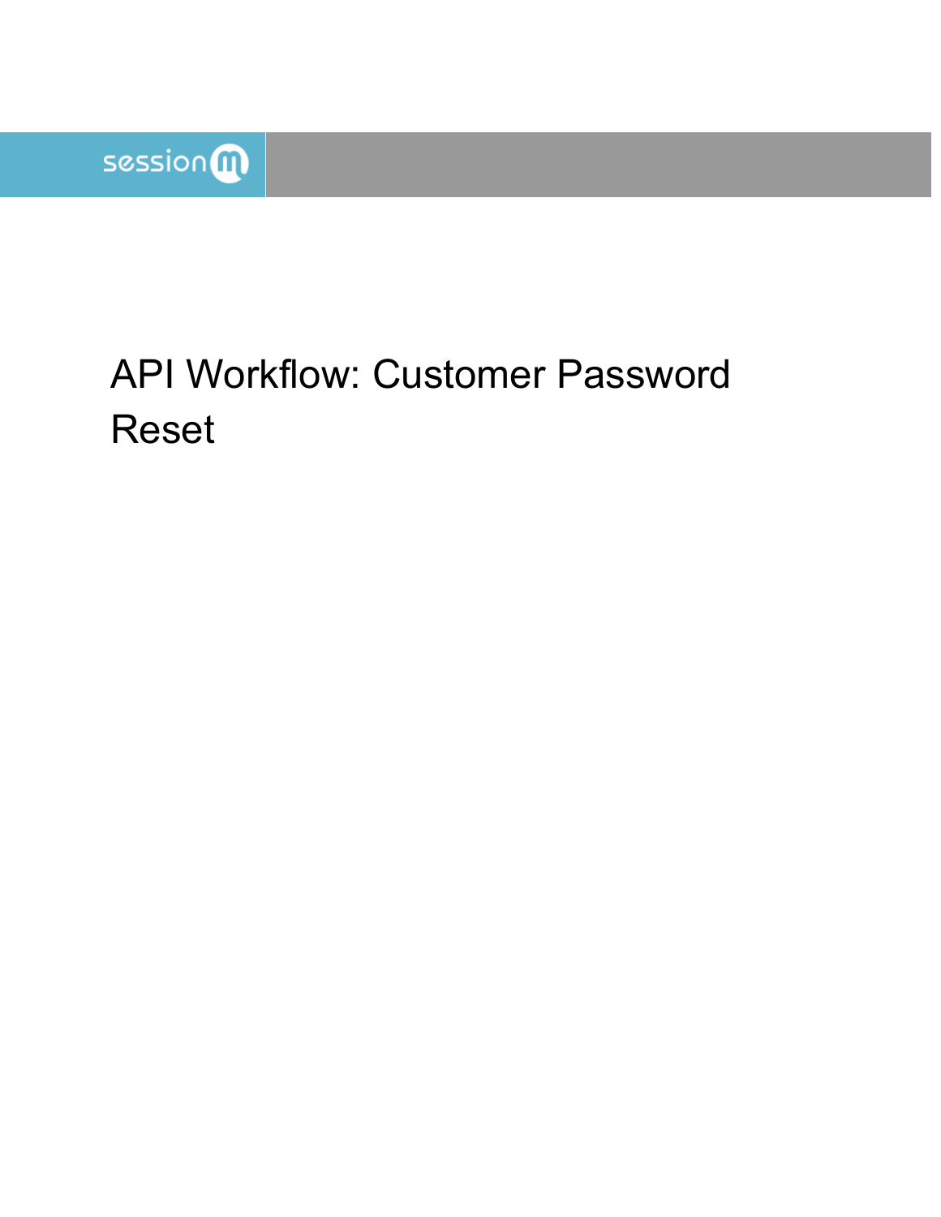# API Workflow: Customer Password Reset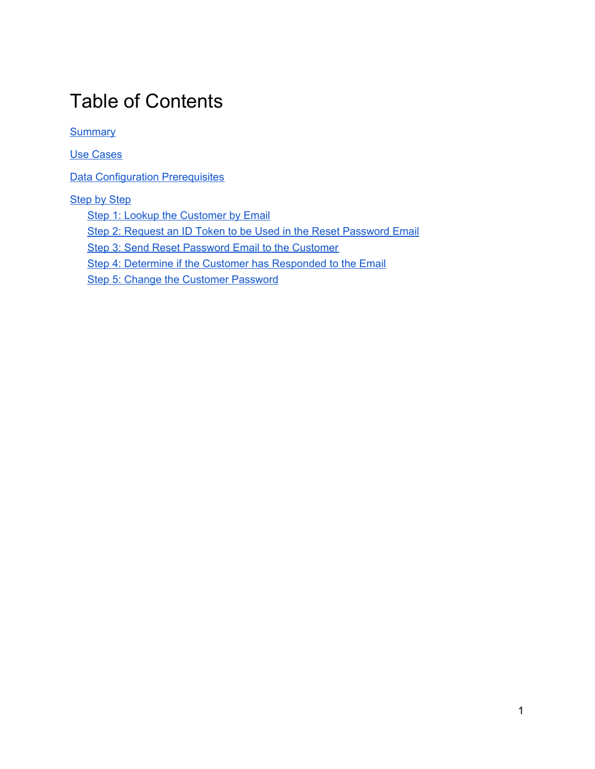# Table of Contents

Summary

Use Cases

Data Configuration Prerequisites

Step by Step

- Step 1: Lookup the Customer by Email
- Step 2: Request an ID Token to be Used in the Reset Password Email
- Step 3: Send Reset Password Email to the Customer
- Step 4: Determine if the Customer has Responded to the Email
- Step 5: Change the Customer Password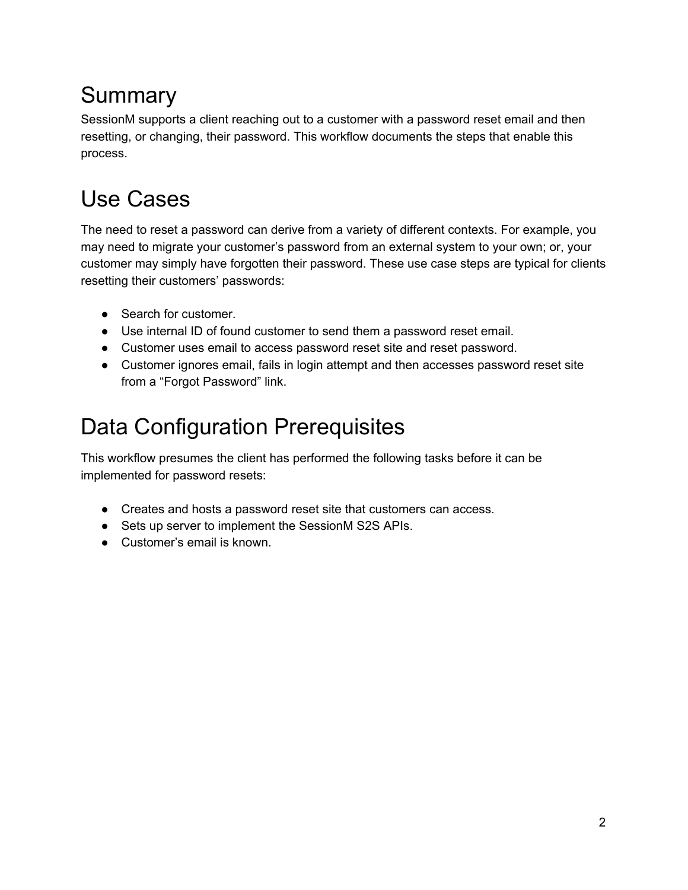# Summary

SessionM supports a client reaching out to a customer with a password reset email and then resetting, or changing, their password. This workflow documents the steps that enable this process.

# Use Cases

The need to reset a password can derive from a variety of different contexts. For example, you may need to migrate your customer's password from an external system to your own; or, your customer may simply have forgotten their password. These use case steps are typical for clients resetting their customers' passwords:

- Search for customer.
- Use internal ID of found customer to send them a password reset email.
- Customer uses email to access password reset site and reset password.
- Customer ignores email, fails in login attempt and then accesses password reset site from a "Forgot Password" link.

# Data Configuration Prerequisites

This workflow presumes the client has performed the following tasks before it can be implemented for password resets:

- Creates and hosts a password reset site that customers can access.
- Sets up server to implement the SessionM S2S APIs.
- Customer's email is known.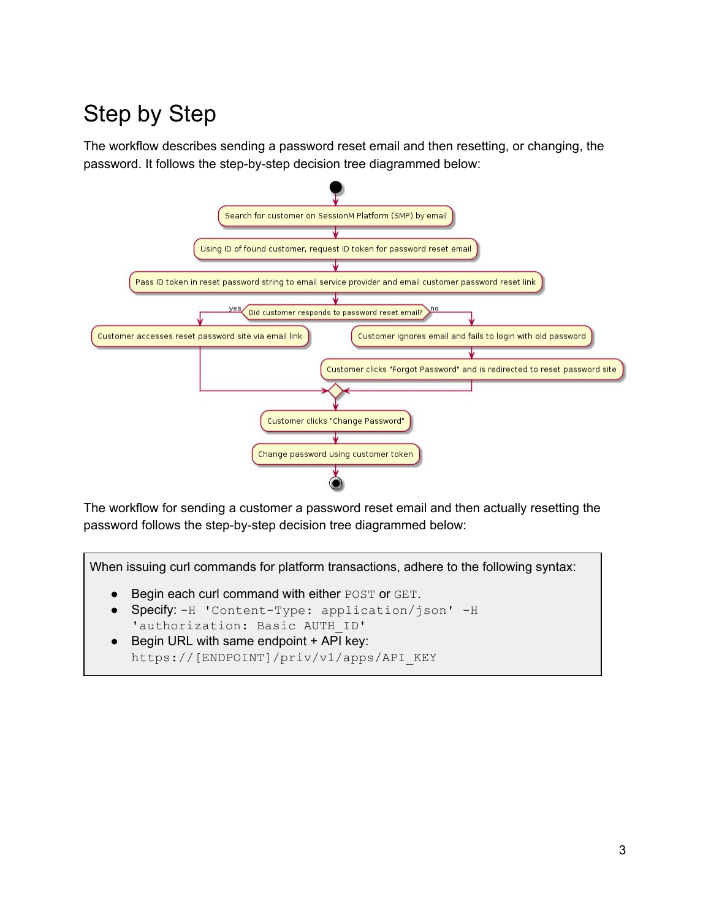# Step by Step

The workflow describes sending a password reset email and then resetting, or changing, the password. It follows the step-by-step decision tree diagrammed below:

Search for customer on SessionM Platform (SMP) by email

Using ID of found customer, request ID token for password reset email

Pass ID token in reset password string to email service provider and email customer password reset link

Did customer responds to password reset email?

- yes: Customer accesses reset password site via email link
- no: Customer ignores email and fails to login with old password → Customer clicks "Forgot Password" and is redirected to reset password site

Customer clicks "Change Password"

Change password using customer token

The workflow for sending a customer a password reset email and then actually resetting the password follows the step-by-step decision tree diagrammed below:

When issuing curl commands for platform transactions, adhere to the following syntax:

- Begin each curl command with either `POST` or `GET`.
- Specify: `-H 'Content-Type: application/json' -H 'authorization: Basic AUTH_ID'`
- Begin URL with same endpoint + API key: `https://[ENDPOINT]/priv/v1/apps/API_KEY`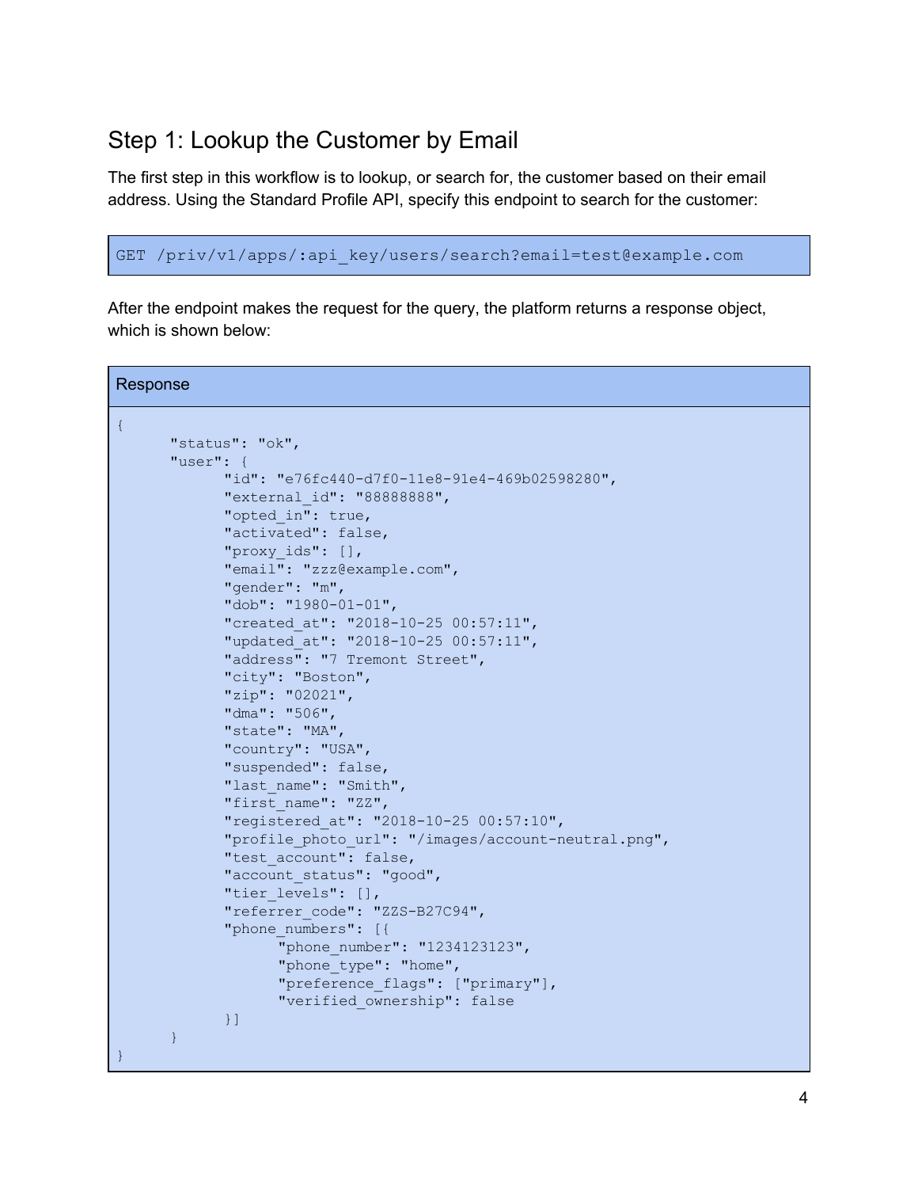## Step 1: Lookup the Customer by Email

The first step in this workflow is to lookup, or search for, the customer based on their email address. Using the Standard Profile API, specify this endpoint to search for the customer:

```
GET /priv/v1/apps/:api_key/users/search?email=test@example.com
```

After the endpoint makes the request for the query, the platform returns a response object, which is shown below:

Response

```
{
      "status": "ok",
      "user": {
            "id": "e76fc440-d7f0-11e8-91e4-469b02598280",
            "external_id": "88888888",
            "opted_in": true,
            "activated": false,
            "proxy_ids": [],
            "email": "zzz@example.com",
            "gender": "m",
            "dob": "1980-01-01",
            "created_at": "2018-10-25 00:57:11",
            "updated_at": "2018-10-25 00:57:11",
            "address": "7 Tremont Street",
            "city": "Boston",
            "zip": "02021",
            "dma": "506",
            "state": "MA",
            "country": "USA",
            "suspended": false,
            "last_name": "Smith",
            "first_name": "ZZ",
            "registered_at": "2018-10-25 00:57:10",
            "profile_photo_url": "/images/account-neutral.png",
            "test_account": false,
            "account_status": "good",
            "tier_levels": [],
            "referrer_code": "ZZS-B27C94",
            "phone_numbers": [{
                  "phone_number": "1234123123",
                  "phone_type": "home",
                  "preference_flags": ["primary"],
                  "verified_ownership": false
            }]
      }
}
```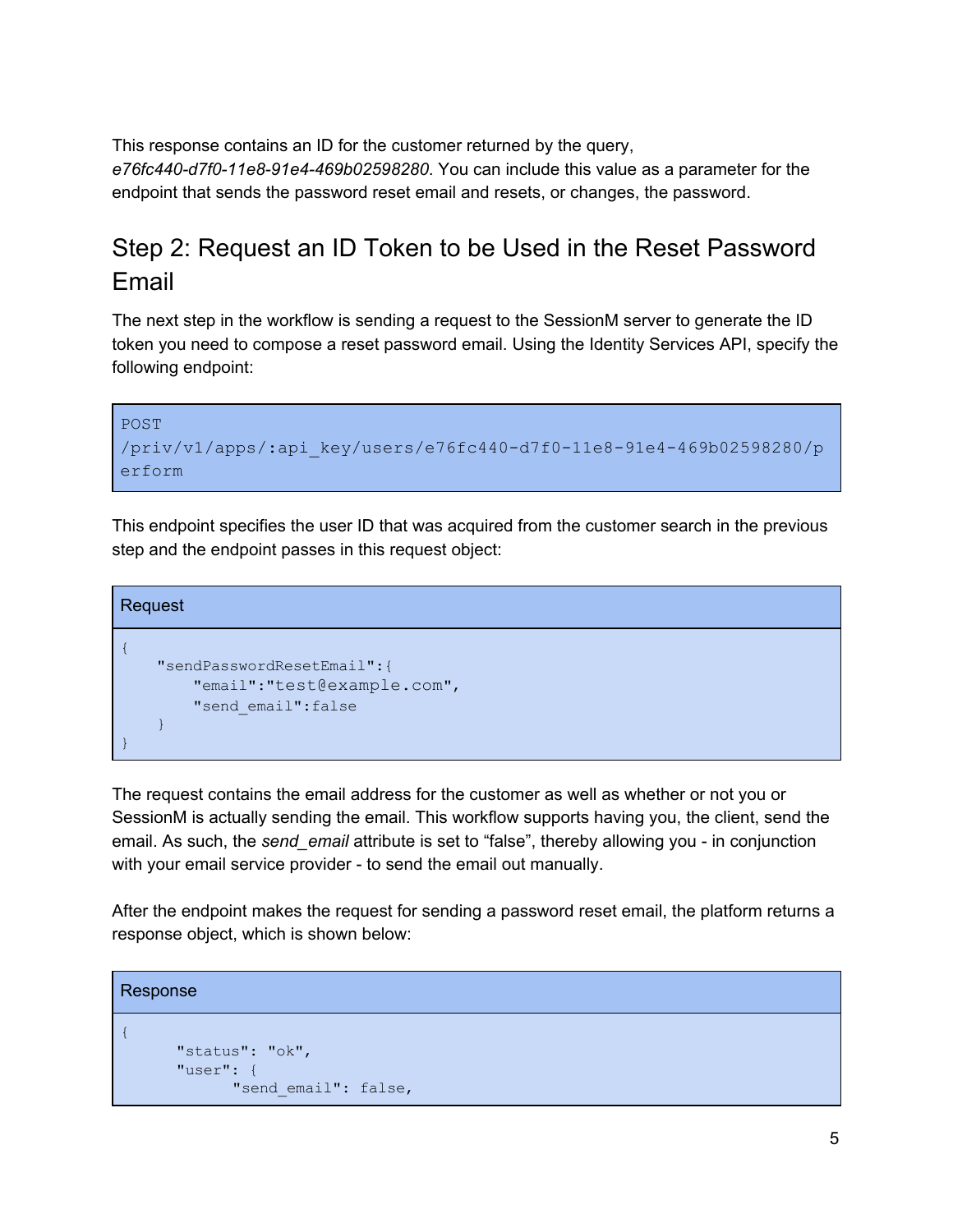This response contains an ID for the customer returned by the query, *e76fc440-d7f0-11e8-91e4-469b02598280*. You can include this value as a parameter for the endpoint that sends the password reset email and resets, or changes, the password.

## Step 2: Request an ID Token to be Used in the Reset Password Email

The next step in the workflow is sending a request to the SessionM server to generate the ID token you need to compose a reset password email. Using the Identity Services API, specify the following endpoint:

```
POST
/priv/v1/apps/:api_key/users/e76fc440-d7f0-11e8-91e4-469b02598280/perform
```

This endpoint specifies the user ID that was acquired from the customer search in the previous step and the endpoint passes in this request object:

Request

```
{
    "sendPasswordResetEmail":{
        "email":"test@example.com",
        "send_email":false
    }
}
```

The request contains the email address for the customer as well as whether or not you or SessionM is actually sending the email. This workflow supports having you, the client, send the email. As such, the *send_email* attribute is set to "false", thereby allowing you - in conjunction with your email service provider - to send the email out manually.

After the endpoint makes the request for sending a password reset email, the platform returns a response object, which is shown below:

Response

```
{
      "status": "ok",
      "user": {
            "send_email": false,
```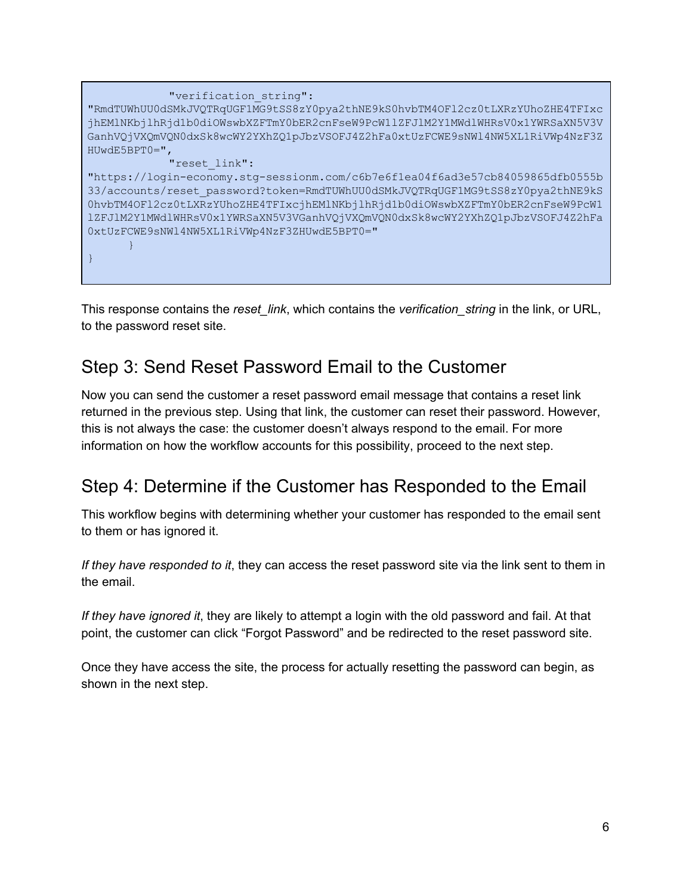```
            "verification_string":
"RmdTUWhUU0dSMkJVQTRqUGF1MG9tSS8zY0pya2thNE9kS0hvbTM4OFl2cz0tLXRzYUhoZHE4TFIxc
jhEMlNKbjlhRjd1b0diOWswbXZFTmY0bER2cnFseW9PcW1lZFJlM2Y1MWdlWHRsV0x1YWRSaXN5V3V
GanhVQjVXQmVQN0dxSk8wcWY2YXhZQ1pJbzVSOFJ4Z2hFa0xtUzFCWE9sNWl4NW5XL1RiVWp4NzF3Z
HUwdE5BPT0=",
            "reset_link":
"https://login-economy.stg-sessionm.com/c6b7e6f1ea04f6ad3e57cb84059865dfb0555b
33/accounts/reset_password?token=RmdTUWhUU0dSMkJVQTRqUGF1MG9tSS8zY0pya2thNE9kS
0hvbTM4OFl2cz0tLXRzYUhoZHE4TFIxcjhEMlNKbjlhRjd1b0diOWswbXZFTmY0bER2cnFseW9PcW1
lZFJlM2Y1MWdlWHRsV0x1YWRSaXN5V3VGanhVQjVXQmVQN0dxSk8wcWY2YXhZQ1pJbzVSOFJ4Z2hFa
0xtUzFCWE9sNWl4NW5XL1RiVWp4NzF3ZHUwdE5BPT0="
      }
}
```

This response contains the *reset_link*, which contains the *verification_string* in the link, or URL, to the password reset site.

## Step 3: Send Reset Password Email to the Customer

Now you can send the customer a reset password email message that contains a reset link returned in the previous step. Using that link, the customer can reset their password. However, this is not always the case: the customer doesn't always respond to the email. For more information on how the workflow accounts for this possibility, proceed to the next step.

## Step 4: Determine if the Customer has Responded to the Email

This workflow begins with determining whether your customer has responded to the email sent to them or has ignored it.

*If they have responded to it*, they can access the reset password site via the link sent to them in the email.

*If they have ignored it*, they are likely to attempt a login with the old password and fail. At that point, the customer can click "Forgot Password" and be redirected to the reset password site.

Once they have access the site, the process for actually resetting the password can begin, as shown in the next step.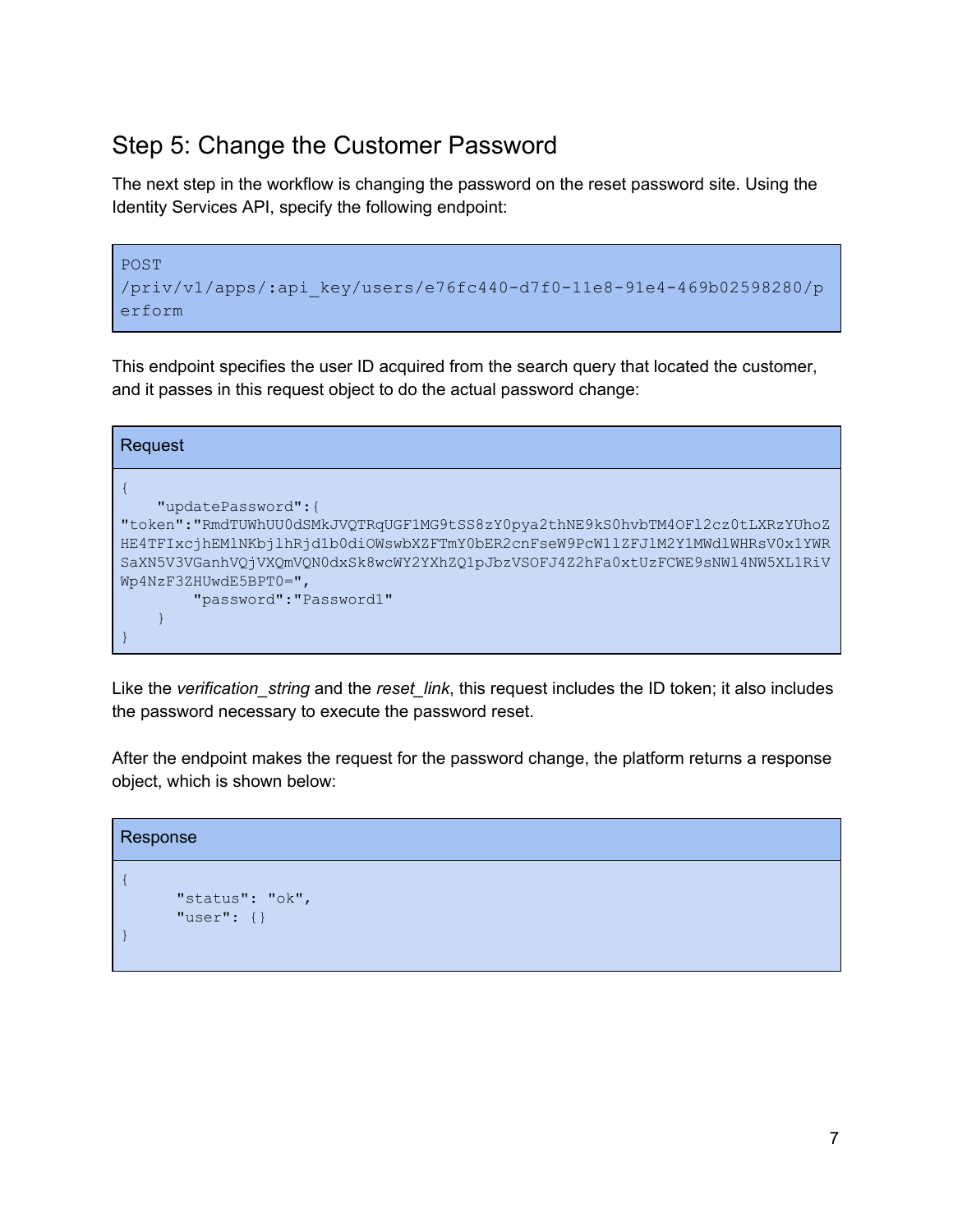## Step 5: Change the Customer Password

The next step in the workflow is changing the password on the reset password site. Using the Identity Services API, specify the following endpoint:

```
POST
/priv/v1/apps/:api_key/users/e76fc440-d7f0-11e8-91e4-469b02598280/perform
```

This endpoint specifies the user ID acquired from the search query that located the customer, and it passes in this request object to do the actual password change:

**Request**

```
{
    "updatePassword":{
"token":"RmdTUWhUU0dSMkJVQTRqUGF1MG9tSS8zY0pya2thNE9kS0hvbTM4OFl2cz0tLXRzYUhoZHE4TFIxcjhEMlNKbjlhRjd1b0diOWswbXZFTmY0bER2cnFseW9PcW1lZFJlM2Y1MWdlWHRsV0x1YWRSaXN5V3VGanhVQjVXQmVQN0dxSk8wcWY2YXhZQ1pJbzVSOFJ4Z2hFa0xtUzFCWE9sNWl4NW5XL1RiVWp4NzF3ZHUwdE5BPT0=",
        "password":"Password1"
    }
}
```

Like the *verification_string* and the *reset_link*, this request includes the ID token; it also includes the password necessary to execute the password reset.

After the endpoint makes the request for the password change, the platform returns a response object, which is shown below:

**Response**

```
{
      "status": "ok",
      "user": {}
}
```